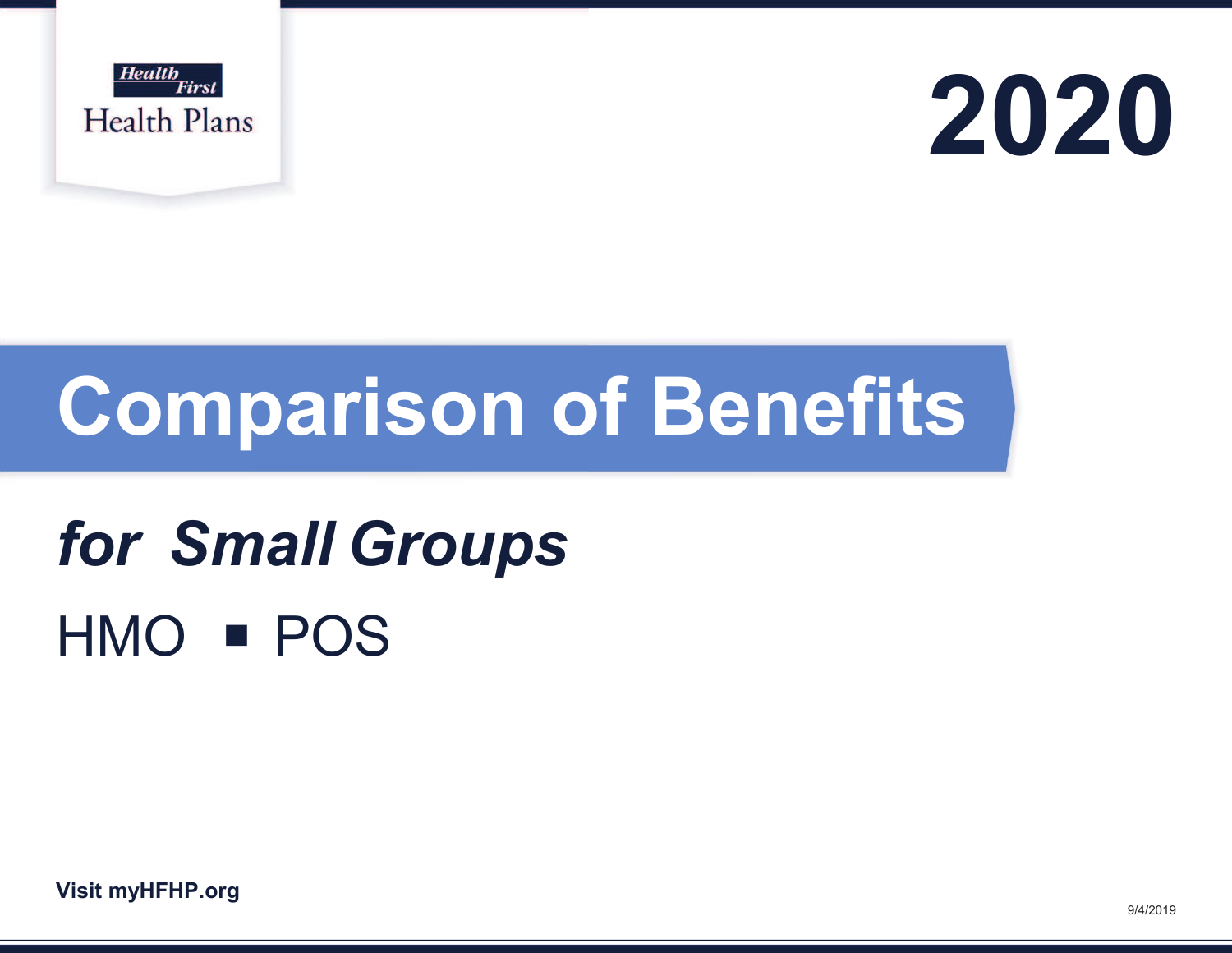Health First

Health Plans

# 2020

# Comparison of Benefits

## *for Small Groups*

HMO ▪ POS

**Visit myHFHP.org**

9/4/2019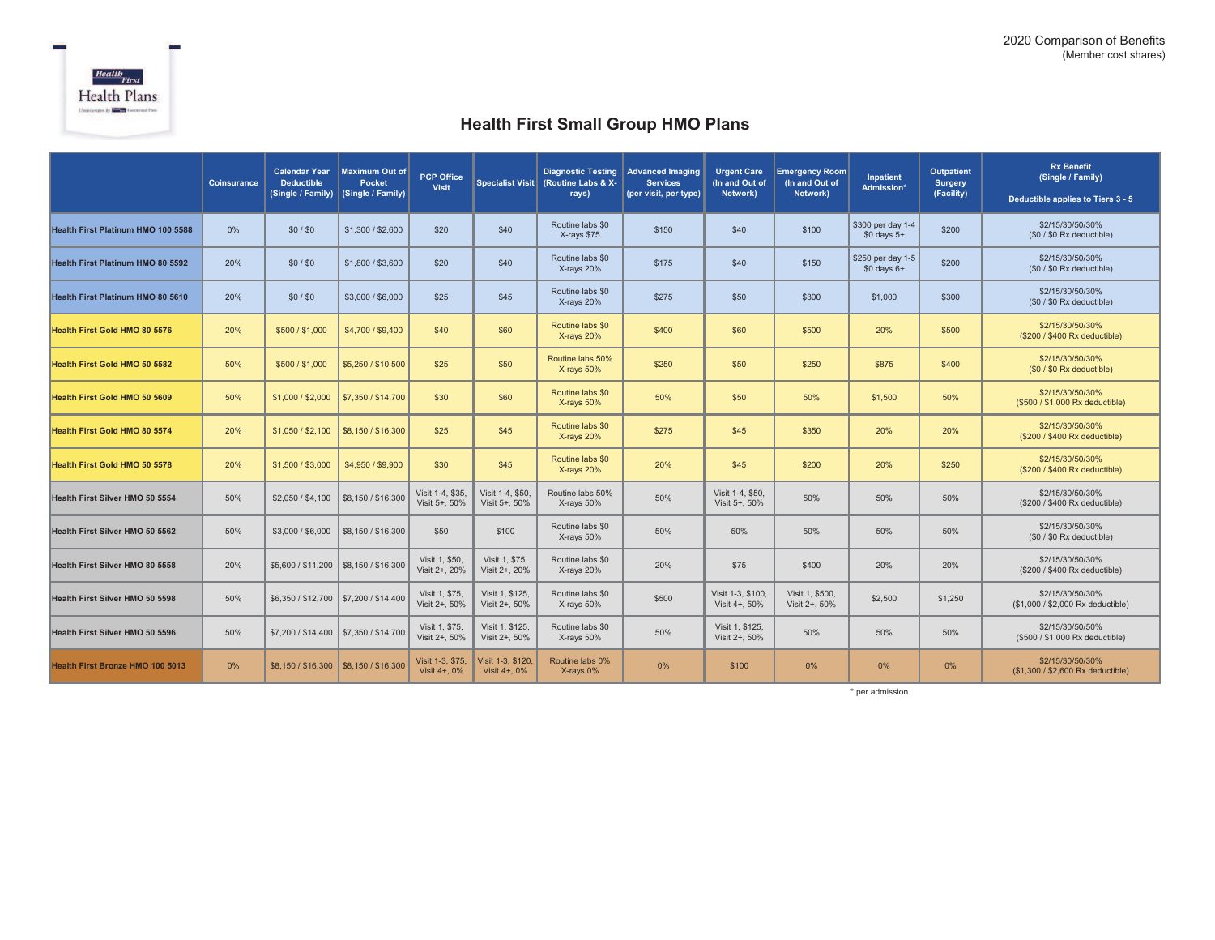2020 Comparison of Benefits
(Member cost shares)

# Health First Small Group HMO Plans

| | Coinsurance | Calendar Year Deductible (Single / Family) | Maximum Out of Pocket (Single / Family) | PCP Office Visit | Specialist Visit | Diagnostic Testing (Routine Labs & X-rays) | Advanced Imaging Services (per visit, per type) | Urgent Care (In and Out of Network) | Emergency Room (In and Out of Network) | Inpatient Admission* | Outpatient Surgery (Facility) | Rx Benefit (Single / Family) Deductible applies to Tiers 3 - 5 |
|---|---|---|---|---|---|---|---|---|---|---|---|---|
| Health First Platinum HMO 100 5588 | 0% | $0 / $0 | $1,300 / $2,600 | $20 | $40 | Routine labs $0 X-rays $75 | $150 | $40 | $100 | $300 per day 1-4 $0 days 5+ | $200 | $2/15/30/50/30% ($0 / $0 Rx deductible) |
| Health First Platinum HMO 80 5592 | 20% | $0 / $0 | $1,800 / $3,600 | $20 | $40 | Routine labs $0 X-rays 20% | $175 | $40 | $150 | $250 per day 1-5 $0 days 6+ | $200 | $2/15/30/50/30% ($0 / $0 Rx deductible) |
| Health First Platinum HMO 80 5610 | 20% | $0 / $0 | $3,000 / $6,000 | $25 | $45 | Routine labs $0 X-rays 20% | $275 | $50 | $300 | $1,000 | $300 | $2/15/30/50/30% ($0 / $0 Rx deductible) |
| Health First Gold HMO 80 5576 | 20% | $500 / $1,000 | $4,700 / $9,400 | $40 | $60 | Routine labs $0 X-rays 20% | $400 | $60 | $500 | 20% | $500 | $2/15/30/50/30% ($200 / $400 Rx deductible) |
| Health First Gold HMO 50 5582 | 50% | $500 / $1,000 | $5,250 / $10,500 | $25 | $50 | Routine labs 50% X-rays 50% | $250 | $50 | $250 | $875 | $400 | $2/15/30/50/30% ($0 / $0 Rx deductible) |
| Health First Gold HMO 50 5609 | 50% | $1,000 / $2,000 | $7,350 / $14,700 | $30 | $60 | Routine labs $0 X-rays 50% | 50% | $50 | 50% | $1,500 | 50% | $2/15/30/50/30% ($500 / $1,000 Rx deductible) |
| Health First Gold HMO 80 5574 | 20% | $1,050 / $2,100 | $8,150 / $16,300 | $25 | $45 | Routine labs $0 X-rays 20% | $275 | $45 | $350 | 20% | 20% | $2/15/30/50/30% ($200 / $400 Rx deductible) |
| Health First Gold HMO 50 5578 | 20% | $1,500 / $3,000 | $4,950 / $9,900 | $30 | $45 | Routine labs $0 X-rays 20% | 20% | $45 | $200 | 20% | $250 | $2/15/30/50/30% ($200 / $400 Rx deductible) |
| Health First Silver HMO 50 5554 | 50% | $2,050 / $4,100 | $8,150 / $16,300 | Visit 1-4, $35, Visit 5+, 50% | Visit 1-4, $50, Visit 5+, 50% | Routine labs 50% X-rays 50% | 50% | Visit 1-4, $50, Visit 5+, 50% | 50% | 50% | 50% | $2/15/30/50/30% ($200 / $400 Rx deductible) |
| Health First Silver HMO 50 5562 | 50% | $3,000 / $6,000 | $8,150 / $16,300 | $50 | $100 | Routine labs $0 X-rays 50% | 50% | 50% | 50% | 50% | 50% | $2/15/30/50/30% ($0 / $0 Rx deductible) |
| Health First Silver HMO 80 5558 | 20% | $5,600 / $11,200 | $8,150 / $16,300 | Visit 1, $50, Visit 2+, 20% | Visit 1, $75, Visit 2+, 20% | Routine labs $0 X-rays 20% | 20% | $75 | $400 | 20% | 20% | $2/15/30/50/30% ($200 / $400 Rx deductible) |
| Health First Silver HMO 50 5598 | 50% | $6,350 / $12,700 | $7,200 / $14,400 | Visit 1, $75, Visit 2+, 50% | Visit 1, $125, Visit 2+, 50% | Routine labs $0 X-rays 50% | $500 | Visit 1-3, $100, Visit 4+, 50% | Visit 1, $500, Visit 2+, 50% | $2,500 | $1,250 | $2/15/30/50/30% ($1,000 / $2,000 Rx deductible) |
| Health First Silver HMO 50 5596 | 50% | $7,200 / $14,400 | $7,350 / $14,700 | Visit 1, $75, Visit 2+, 50% | Visit 1, $125, Visit 2+, 50% | Routine labs $0 X-rays 50% | 50% | Visit 1, $125, Visit 2+, 50% | 50% | 50% | 50% | $2/15/30/50/50% ($500 / $1,000 Rx deductible) |
| Health First Bronze HMO 100 5013 | 0% | $8,150 / $16,300 | $8,150 / $16,300 | Visit 1-3, $75, Visit 4+, 0% | Visit 1-3, $120, Visit 4+, 0% | Routine labs 0% X-rays 0% | 0% | $100 | 0% | 0% | 0% | $2/15/30/50/30% ($1,300 / $2,600 Rx deductible) |

\* per admission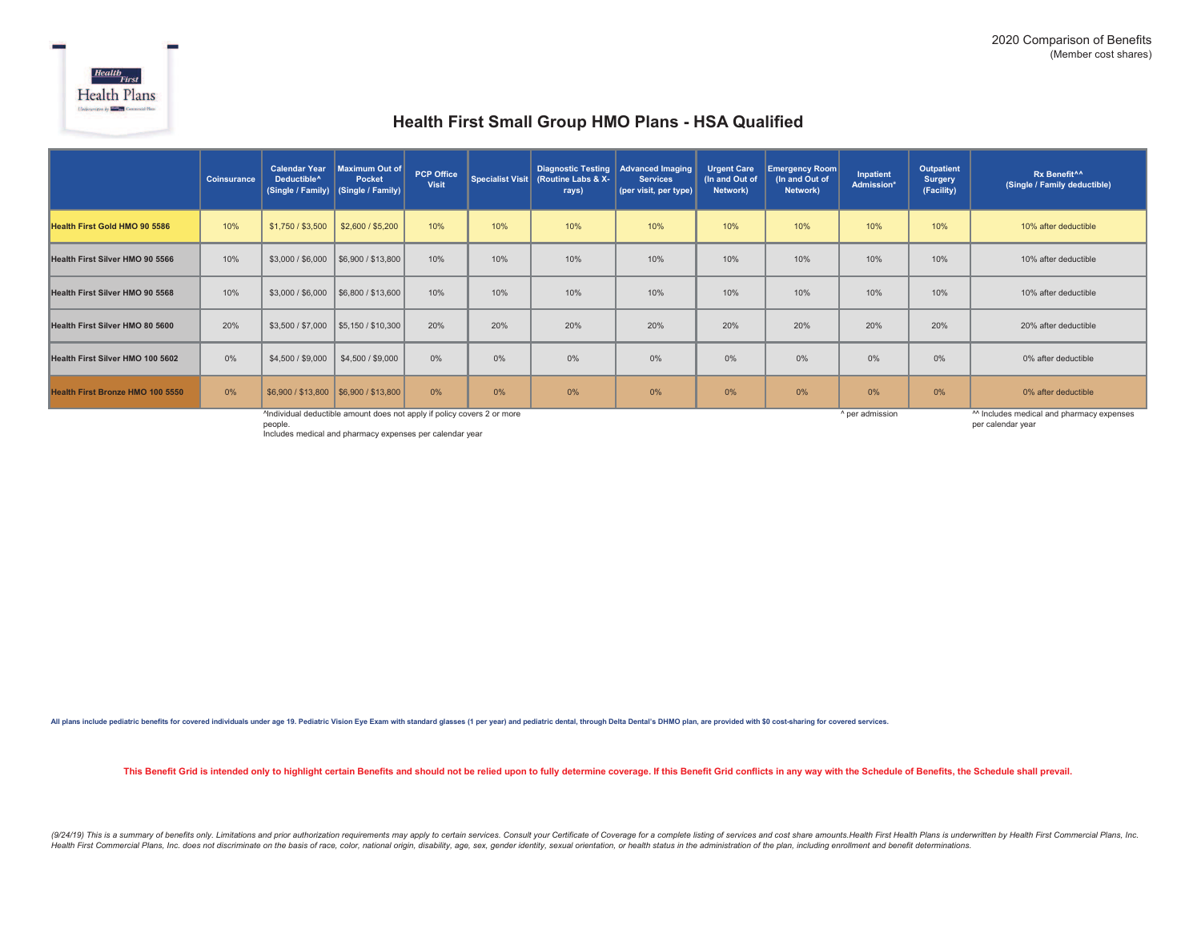2020 Comparison of Benefits
(Member cost shares)

# Health First Small Group HMO Plans - HSA Qualified

| | Coinsurance | Calendar Year Deductible^ (Single / Family) | Maximum Out of Pocket (Single / Family) | PCP Office Visit | Specialist Visit | Diagnostic Testing (Routine Labs & X-rays) | Advanced Imaging Services (per visit, per type) | Urgent Care (In and Out of Network) | Emergency Room (In and Out of Network) | Inpatient Admission* | Outpatient Surgery (Facility) | Rx Benefit^^ (Single / Family deductible) |
|---|---|---|---|---|---|---|---|---|---|---|---|---|
| **Health First Gold HMO 90 5586** | 10% | $1,750 / $3,500 | $2,600 / $5,200 | 10% | 10% | 10% | 10% | 10% | 10% | 10% | 10% | 10% after deductible |
| **Health First Silver HMO 90 5566** | 10% | $3,000 / $6,000 | $6,900 / $13,800 | 10% | 10% | 10% | 10% | 10% | 10% | 10% | 10% | 10% after deductible |
| **Health First Silver HMO 90 5568** | 10% | $3,000 / $6,000 | $6,800 / $13,600 | 10% | 10% | 10% | 10% | 10% | 10% | 10% | 10% | 10% after deductible |
| **Health First Silver HMO 80 5600** | 20% | $3,500 / $7,000 | $5,150 / $10,300 | 20% | 20% | 20% | 20% | 20% | 20% | 20% | 20% | 20% after deductible |
| **Health First Silver HMO 100 5602** | 0% | $4,500 / $9,000 | $4,500 / $9,000 | 0% | 0% | 0% | 0% | 0% | 0% | 0% | 0% | 0% after deductible |
| **Health First Bronze HMO 100 5550** | 0% | $6,900 / $13,800 | $6,900 / $13,800 | 0% | 0% | 0% | 0% | 0% | 0% | 0% | 0% | 0% after deductible |

^Individual deductible amount does not apply if policy covers 2 or more people.
Includes medical and pharmacy expenses per calendar year

^ per admission

^^ Includes medical and pharmacy expenses per calendar year

**All plans include pediatric benefits for covered individuals under age 19. Pediatric Vision Eye Exam with standard glasses (1 per year) and pediatric dental, through Delta Dental's DHMO plan, are provided with $0 cost-sharing for covered services.**

**This Benefit Grid is intended only to highlight certain Benefits and should not be relied upon to fully determine coverage. If this Benefit Grid conflicts in any way with the Schedule of Benefits, the Schedule shall prevail.**

*(9/24/19) This is a summary of benefits only. Limitations and prior authorization requirements may apply to certain services. Consult your Certificate of Coverage for a complete listing of services and cost share amounts.Health First Health Plans is underwritten by Health First Commercial Plans, Inc. Health First Commercial Plans, Inc. does not discriminate on the basis of race, color, national origin, disability, age, sex, gender identity, sexual orientation, or health status in the administration of the plan, including enrollment and benefit determinations.*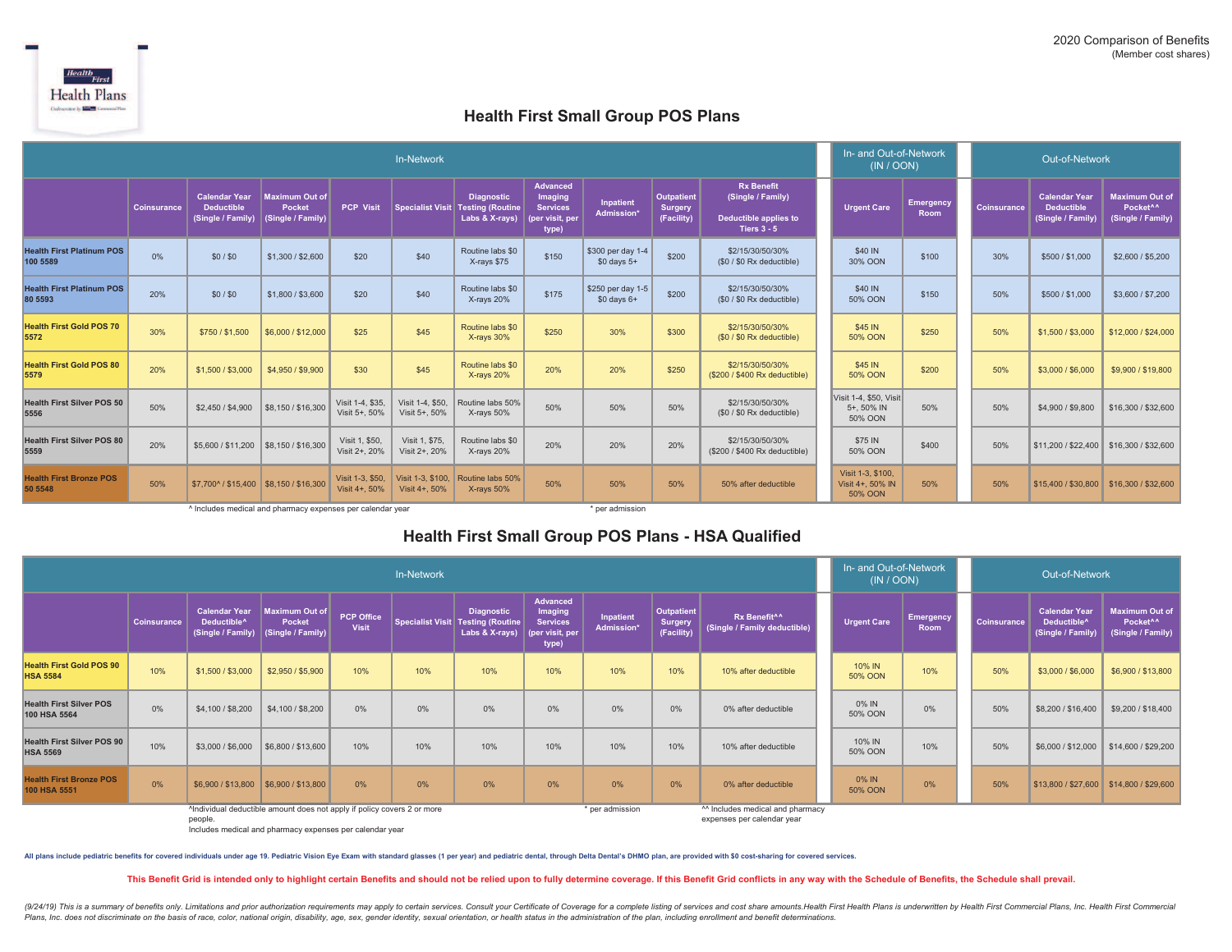2020 Comparison of Benefits
(Member cost shares)

## Health First Small Group POS Plans

| | In-Network | | | | | | | | | | In- and Out-of-Network (IN / OON) | | Out-of-Network | | |
|---|---|---|---|---|---|---|---|---|---|---|---|---|---|---|---|
| | Coinsurance | Calendar Year Deductible (Single / Family) | Maximum Out of Pocket (Single / Family) | PCP Visit | Specialist Visit | Diagnostic Testing (Routine Labs & X-rays) | Advanced Imaging Services (per visit, per type) | Inpatient Admission* | Outpatient Surgery (Facility) | Rx Benefit (Single / Family) Deductible applies to Tiers 3 - 5 | Urgent Care | Emergency Room | Coinsurance | Calendar Year Deductible (Single / Family) | Maximum Out of Pocket^^ (Single / Family) |
| Health First Platinum POS 100 5589 | 0% | $0 / $0 | $1,300 / $2,600 | $20 | $40 | Routine labs $0 X-rays $75 | $150 | $300 per day 1-4 $0 days 5+ | $200 | $2/15/30/50/30% ($0 / $0 Rx deductible) | $40 IN 30% OON | $100 | 30% | $500 / $1,000 | $2,600 / $5,200 |
| Health First Platinum POS 80 5593 | 20% | $0 / $0 | $1,800 / $3,600 | $20 | $40 | Routine labs $0 X-rays 20% | $175 | $250 per day 1-5 $0 days 6+ | $200 | $2/15/30/50/30% ($0 / $0 Rx deductible) | $40 IN 50% OON | $150 | 50% | $500 / $1,000 | $3,600 / $7,200 |
| Health First Gold POS 70 5572 | 30% | $750 / $1,500 | $6,000 / $12,000 | $25 | $45 | Routine labs $0 X-rays 30% | $250 | 30% | $300 | $2/15/30/50/30% ($0 / $0 Rx deductible) | $45 IN 50% OON | $250 | 50% | $1,500 / $3,000 | $12,000 / $24,000 |
| Health First Gold POS 80 5579 | 20% | $1,500 / $3,000 | $4,950 / $9,900 | $30 | $45 | Routine labs $0 X-rays 20% | 20% | 20% | $250 | $2/15/30/50/30% ($200 / $400 Rx deductible) | $45 IN 50% OON | $200 | 50% | $3,000 / $6,000 | $9,900 / $19,800 |
| Health First Silver POS 50 5556 | 50% | $2,450 / $4,900 | $8,150 / $16,300 | Visit 1-4, $35, Visit 5+, 50% | Visit 1-4, $50, Visit 5+, 50% | Routine labs 50% X-rays 50% | 50% | 50% | 50% | $2/15/30/50/30% ($0 / $0 Rx deductible) | Visit 1-4, $50, Visit 5+, 50% IN 50% OON | 50% | 50% | $4,900 / $9,800 | $16,300 / $32,600 |
| Health First Silver POS 80 5559 | 20% | $5,600 / $11,200 | $8,150 / $16,300 | Visit 1, $50, Visit 2+, 20% | Visit 1, $75, Visit 2+, 20% | Routine labs $0 X-rays 20% | 20% | 20% | 20% | $2/15/30/50/30% ($200 / $400 Rx deductible) | $75 IN 50% OON | $400 | 50% | $11,200 / $22,400 | $16,300 / $32,600 |
| Health First Bronze POS 50 5548 | 50% | $7,700^ / $15,400 | $8,150 / $16,300 | Visit 1-3, $50, Visit 4+, 50% | Visit 1-3, $100, Visit 4+, 50% | Routine labs 50% X-rays 50% | 50% | 50% | 50% | 50% after deductible | Visit 1-3, $100, Visit 4+, 50% IN 50% OON | 50% | 50% | $15,400 / $30,800 | $16,300 / $32,600 |

^ Includes medical and pharmacy expenses per calendar year

\* per admission

## Health First Small Group POS Plans - HSA Qualified

| | In-Network | | | | | | | | | | In- and Out-of-Network (IN / OON) | | Out-of-Network | | |
|---|---|---|---|---|---|---|---|---|---|---|---|---|---|---|---|
| | Coinsurance | Calendar Year Deductible^ (Single / Family) | Maximum Out of Pocket (Single / Family) | PCP Office Visit | Specialist Visit | Diagnostic Testing (Routine Labs & X-rays) | Advanced Imaging Services (per visit, per type) | Inpatient Admission* | Outpatient Surgery (Facility) | Rx Benefit^^ (Single / Family deductible) | Urgent Care | Emergency Room | Coinsurance | Calendar Year Deductible^ (Single / Family) | Maximum Out of Pocket^^ (Single / Family) |
| Health First Gold POS 90 HSA 5584 | 10% | $1,500 / $3,000 | $2,950 / $5,900 | 10% | 10% | 10% | 10% | 10% | 10% | 10% after deductible | 10% IN 50% OON | 10% | 50% | $3,000 / $6,000 | $6,900 / $13,800 |
| Health First Silver POS 100 HSA 5564 | 0% | $4,100 / $8,200 | $4,100 / $8,200 | 0% | 0% | 0% | 0% | 0% | 0% | 0% after deductible | 0% IN 50% OON | 0% | 50% | $8,200 / $16,400 | $9,200 / $18,400 |
| Health First Silver POS 90 HSA 5569 | 10% | $3,000 / $6,000 | $6,800 / $13,600 | 10% | 10% | 10% | 10% | 10% | 10% | 10% after deductible | 10% IN 50% OON | 10% | 50% | $6,000 / $12,000 | $14,600 / $29,200 |
| Health First Bronze POS 100 HSA 5551 | 0% | $6,900 / $13,800 | $6,900 / $13,800 | 0% | 0% | 0% | 0% | 0% | 0% | 0% after deductible | 0% IN 50% OON | 0% | 50% | $13,800 / $27,600 | $14,800 / $29,600 |

^Individual deductible amount does not apply if policy covers 2 or more people.
Includes medical and pharmacy expenses per calendar year

\* per admission

^^ Includes medical and pharmacy expenses per calendar year

**All plans include pediatric benefits for covered individuals under age 19. Pediatric Vision Eye Exam with standard glasses (1 per year) and pediatric dental, through Delta Dental's DHMO plan, are provided with $0 cost-sharing for covered services.**

**This Benefit Grid is intended only to highlight certain Benefits and should not be relied upon to fully determine coverage. If this Benefit Grid conflicts in any way with the Schedule of Benefits, the Schedule shall prevail.**

*(9/24/19) This is a summary of benefits only. Limitations and prior authorization requirements may apply to certain services. Consult your Certificate of Coverage for a complete listing of services and cost share amounts.Health First Health Plans is underwritten by Health First Commercial Plans, Inc. Health First Commercial Plans, Inc. does not discriminate on the basis of race, color, national origin, disability, age, sex, gender identity, sexual orientation, or health status in the administration of the plan, including enrollment and benefit determinations.*